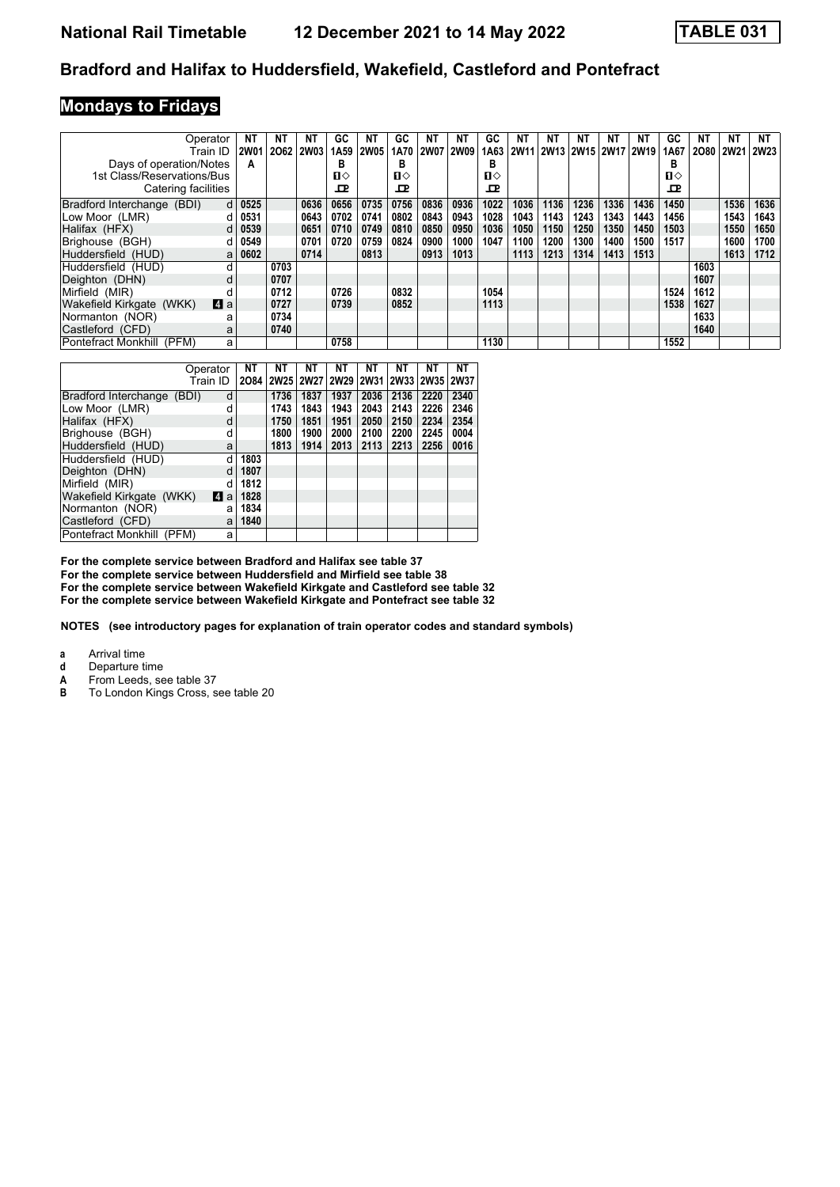# National Rail Timetable 12 December 2021 to 14 May 2022 TABLE 031

## Bradford and Halifax to Huddersfield, Wakefield, Castleford and Pontefract

### Mondays to Fridays

| Operator | | NT | NT | NT | GC | NT | GC | NT | NT | GC | NT | NT | NT | NT | NT | GC | NT | NT | NT |
|---|---|---|---|---|---|---|---|---|---|---|---|---|---|---|---|---|---|---|---|
| Train ID | | 2W01 | 2O62 | 2W03 | 1A59 | 2W05 | 1A70 | 2W07 | 2W09 | 1A63 | 2W11 | 2W13 | 2W15 | 2W17 | 2W19 | 1A67 | 2O80 | 2W21 | 2W23 |
| Days of operation/Notes | | A | | | B | | B | | | B | | | | | | B | | | |
| 1st Class/Reservations/Bus | | | | | 1◇ | | 1◇ | | | 1◇ | | | | | | 1◇ | | | |
| Catering facilities | | | | | ⊡ | | ⊡ | | | ⊡ | | | | | | ⊡ | | | |
| Bradford Interchange (BDI) | d | 0525 | | 0636 | 0656 | 0735 | 0756 | 0836 | 0936 | 1022 | 1036 | 1136 | 1236 | 1336 | 1436 | 1450 | | 1536 | 1636 |
| Low Moor (LMR) | d | 0531 | | 0643 | 0702 | 0741 | 0802 | 0843 | 0943 | 1028 | 1043 | 1143 | 1243 | 1343 | 1443 | 1456 | | 1543 | 1643 |
| Halifax (HFX) | d | 0539 | | 0651 | 0710 | 0749 | 0810 | 0850 | 0950 | 1036 | 1050 | 1150 | 1250 | 1350 | 1450 | 1503 | | 1550 | 1650 |
| Brighouse (BGH) | d | 0549 | | 0701 | 0720 | 0759 | 0824 | 0900 | 1000 | 1047 | 1100 | 1200 | 1300 | 1400 | 1500 | 1517 | | 1600 | 1700 |
| Huddersfield (HUD) | a | 0602 | | 0714 | | 0813 | | 0913 | 1013 | | 1113 | 1213 | 1314 | 1413 | 1513 | | | 1613 | 1712 |
| Huddersfield (HUD) | d | | 0703 | | | | | | | | | | | | | | 1603 | | |
| Deighton (DHN) | d | | 0707 | | | | | | | | | | | | | | 1607 | | |
| Mirfield (MIR) | d | | 0712 | | 0726 | | 0832 | | | 1054 | | | | | | 1524 | 1612 | | |
| Wakefield Kirkgate (WKK) 4 | a | | 0727 | | 0739 | | 0852 | | | 1113 | | | | | | 1538 | 1627 | | |
| Normanton (NOR) | a | | 0734 | | | | | | | | | | | | | | 1633 | | |
| Castleford (CFD) | a | | 0740 | | | | | | | | | | | | | | 1640 | | |
| Pontefract Monkhill (PFM) | a | | | | 0758 | | | | | 1130 | | | | | | 1552 | | | |

| Operator | | NT | NT | NT | NT | NT | NT | NT | NT |
|---|---|---|---|---|---|---|---|---|---|
| Train ID | | 2O84 | 2W25 | 2W27 | 2W29 | 2W31 | 2W33 | 2W35 | 2W37 |
| Bradford Interchange (BDI) | d | | 1736 | 1837 | 1937 | 2036 | 2136 | 2220 | 2340 |
| Low Moor (LMR) | d | | 1743 | 1843 | 1943 | 2043 | 2143 | 2226 | 2346 |
| Halifax (HFX) | d | | 1750 | 1851 | 1951 | 2050 | 2150 | 2234 | 2354 |
| Brighouse (BGH) | d | | 1800 | 1900 | 2000 | 2100 | 2200 | 2245 | 0004 |
| Huddersfield (HUD) | a | | 1813 | 1914 | 2013 | 2113 | 2213 | 2256 | 0016 |
| Huddersfield (HUD) | d | 1803 | | | | | | | |
| Deighton (DHN) | d | 1807 | | | | | | | |
| Mirfield (MIR) | d | 1812 | | | | | | | |
| Wakefield Kirkgate (WKK) 4 | a | 1828 | | | | | | | |
| Normanton (NOR) | a | 1834 | | | | | | | |
| Castleford (CFD) | a | 1840 | | | | | | | |
| Pontefract Monkhill (PFM) | a | | | | | | | | |

**For the complete service between Bradford and Halifax see table 37**
**For the complete service between Huddersfield and Mirfield see table 38**
**For the complete service between Wakefield Kirkgate and Castleford see table 32**
**For the complete service between Wakefield Kirkgate and Pontefract see table 32**

**NOTES (see introductory pages for explanation of train operator codes and standard symbols)**

- **a** Arrival time
- **d** Departure time
- **A** From Leeds, see table 37
- **B** To London Kings Cross, see table 20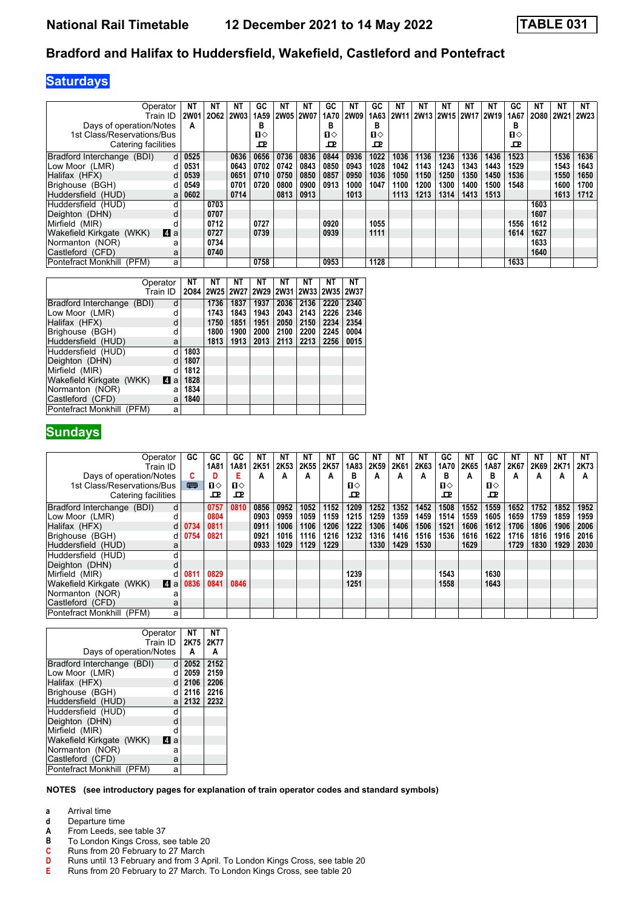# National Rail Timetable — 12 December 2021 to 14 May 2022 — TABLE 031

## Bradford and Halifax to Huddersfield, Wakefield, Castleford and Pontefract

## Saturdays

| Operator | | NT | NT | NT | GC | NT | NT | GC | NT | GC | NT | NT | NT | NT | NT | GC | NT | NT | NT |
|---|---|---|---|---|---|---|---|---|---|---|---|---|---|---|---|---|---|---|---|
| Train ID | | 2W01 | 2O62 | 2W03 | 1A59 | 2W05 | 2W07 | 1A70 | 2W09 | 1A63 | 2W11 | 2W13 | 2W15 | 2W17 | 2W19 | 1A67 | 2O80 | 2W21 | 2W23 |
| Days of operation/Notes | | A | | | B | | | B | | B | | | | | | B | | | |
| 1st Class/Reservations/Bus | | | | | 1◇ | | | 1◇ | | 1◇ | | | | | | 1◇ | | | |
| Catering facilities | | | | | 🍴 | | | 🍴 | | 🍴 | | | | | | 🍴 | | | |
| Bradford Interchange (BDI) | d | 0525 | | 0636 | 0656 | 0736 | 0836 | 0844 | 0936 | 1022 | 1036 | 1136 | 1236 | 1336 | 1436 | 1523 | | 1536 | 1636 |
| Low Moor (LMR) | d | 0531 | | 0643 | 0702 | 0742 | 0843 | 0850 | 0943 | 1028 | 1042 | 1143 | 1243 | 1343 | 1443 | 1529 | | 1543 | 1643 |
| Halifax (HFX) | d | 0539 | | 0651 | 0710 | 0750 | 0850 | 0857 | 0950 | 1036 | 1050 | 1150 | 1250 | 1350 | 1450 | 1536 | | 1550 | 1650 |
| Brighouse (BGH) | d | 0549 | | 0701 | 0720 | 0800 | 0900 | 0913 | 1000 | 1047 | 1100 | 1200 | 1300 | 1400 | 1500 | 1548 | | 1600 | 1700 |
| Huddersfield (HUD) | a | 0602 | | 0714 | | 0813 | 0913 | | 1013 | | 1113 | 1213 | 1314 | 1413 | 1513 | | | 1613 | 1712 |
| Huddersfield (HUD) | d | | 0703 | | | | | | | | | | | | | | 1603 | | |
| Deighton (DHN) | d | | 0707 | | | | | | | | | | | | | | 1607 | | |
| Mirfield (MIR) | d | | 0712 | | 0727 | | | 0920 | | 1055 | | | | | | 1556 | 1612 | | |
| Wakefield Kirkgate (WKK) 4 | a | | 0727 | | 0739 | | | 0939 | | 1111 | | | | | | 1614 | 1627 | | |
| Normanton (NOR) | a | | 0734 | | | | | | | | | | | | | | 1633 | | |
| Castleford (CFD) | a | | 0740 | | | | | | | | | | | | | | 1640 | | |
| Pontefract Monkhill (PFM) | a | | | | 0758 | | | 0953 | | 1128 | | | | | | 1633 | | | |

| Operator | | NT | NT | NT | NT | NT | NT | NT | NT |
|---|---|---|---|---|---|---|---|---|---|
| Train ID | | 2O84 | 2W25 | 2W27 | 2W29 | 2W31 | 2W33 | 2W35 | 2W37 |
| Bradford Interchange (BDI) | d | | 1736 | 1837 | 1937 | 2036 | 2136 | 2220 | 2340 |
| Low Moor (LMR) | d | | 1743 | 1843 | 1943 | 2043 | 2143 | 2226 | 2346 |
| Halifax (HFX) | d | | 1750 | 1851 | 1951 | 2050 | 2150 | 2234 | 2354 |
| Brighouse (BGH) | d | | 1800 | 1900 | 2000 | 2100 | 2200 | 2245 | 0004 |
| Huddersfield (HUD) | a | | 1813 | 1913 | 2013 | 2113 | 2213 | 2256 | 0015 |
| Huddersfield (HUD) | d | 1803 | | | | | | | |
| Deighton (DHN) | d | 1807 | | | | | | | |
| Mirfield (MIR) | d | 1812 | | | | | | | |
| Wakefield Kirkgate (WKK) 4 | a | 1828 | | | | | | | |
| Normanton (NOR) | a | 1834 | | | | | | | |
| Castleford (CFD) | a | 1840 | | | | | | | |
| Pontefract Monkhill (PFM) | a | | | | | | | | |

## Sundays

| Operator | | GC | GC | GC | NT | NT | NT | NT | GC | NT | NT | NT | GC | NT | GC | NT | NT | NT | NT |
|---|---|---|---|---|---|---|---|---|---|---|---|---|---|---|---|---|---|---|---|
| Train ID | | | 1A81 | 1A81 | 2K51 | 2K53 | 2K55 | 2K57 | 1A83 | 2K59 | 2K61 | 2K63 | 1A70 | 2K65 | 1A87 | 2K67 | 2K69 | 2K71 | 2K73 |
| Days of operation/Notes | | C | D | E | A | A | A | A | B | A | A | A | B | A | B | A | A | A | A |
| 1st Class/Reservations/Bus | | 🚌 | 1◇ | 1◇ | | | | | 1◇ | | | | 1◇ | | 1◇ | | | | |
| Catering facilities | | | 🍴 | 🍴 | | | | | 🍴 | | | | 🍴 | | 🍴 | | | | |
| Bradford Interchange (BDI) | d | | 0757 | 0810 | 0856 | 0952 | 1052 | 1152 | 1209 | 1252 | 1352 | 1452 | 1508 | 1552 | 1559 | 1652 | 1752 | 1852 | 1952 |
| Low Moor (LMR) | d | | 0804 | | 0903 | 0959 | 1059 | 1159 | 1215 | 1259 | 1359 | 1459 | 1514 | 1559 | 1605 | 1659 | 1759 | 1859 | 1959 |
| Halifax (HFX) | d | 0734 | 0811 | | 0911 | 1006 | 1106 | 1206 | 1222 | 1306 | 1406 | 1506 | 1521 | 1606 | 1612 | 1706 | 1806 | 1906 | 2006 |
| Brighouse (BGH) | d | 0754 | 0821 | | 0921 | 1016 | 1116 | 1216 | 1232 | 1316 | 1416 | 1516 | 1536 | 1616 | 1622 | 1716 | 1816 | 1916 | 2016 |
| Huddersfield (HUD) | a | | | | 0933 | 1029 | 1129 | 1229 | | 1330 | 1429 | 1530 | | 1629 | | 1729 | 1830 | 1929 | 2030 |
| Huddersfield (HUD) | d | | | | | | | | | | | | | | | | | | |
| Deighton (DHN) | d | | | | | | | | | | | | | | | | | | |
| Mirfield (MIR) | d | 0811 | 0829 | | | | | | 1239 | | | | 1543 | | 1630 | | | | |
| Wakefield Kirkgate (WKK) 4 | a | 0836 | 0841 | 0846 | | | | | 1251 | | | | 1558 | | 1643 | | | | |
| Normanton (NOR) | a | | | | | | | | | | | | | | | | | | |
| Castleford (CFD) | a | | | | | | | | | | | | | | | | | | |
| Pontefract Monkhill (PFM) | a | | | | | | | | | | | | | | | | | | |

| Operator | | NT | NT |
|---|---|---|---|
| Train ID | | 2K75 | 2K77 |
| Days of operation/Notes | | A | A |
| Bradford Interchange (BDI) | d | 2052 | 2152 |
| Low Moor (LMR) | d | 2059 | 2159 |
| Halifax (HFX) | d | 2106 | 2206 |
| Brighouse (BGH) | d | 2116 | 2216 |
| Huddersfield (HUD) | a | 2132 | 2232 |
| Huddersfield (HUD) | d | | |
| Deighton (DHN) | d | | |
| Mirfield (MIR) | d | | |
| Wakefield Kirkgate (WKK) 4 | a | | |
| Normanton (NOR) | a | | |
| Castleford (CFD) | a | | |
| Pontefract Monkhill (PFM) | a | | |

**NOTES (see introductory pages for explanation of train operator codes and standard symbols)**

- **a** Arrival time
- **d** Departure time
- **A** From Leeds, see table 37
- **B** To London Kings Cross, see table 20
- **C** Runs from 20 February to 27 March
- **D** Runs until 13 February and from 3 April. To London Kings Cross, see table 20
- **E** Runs from 20 February to 27 March. To London Kings Cross, see table 20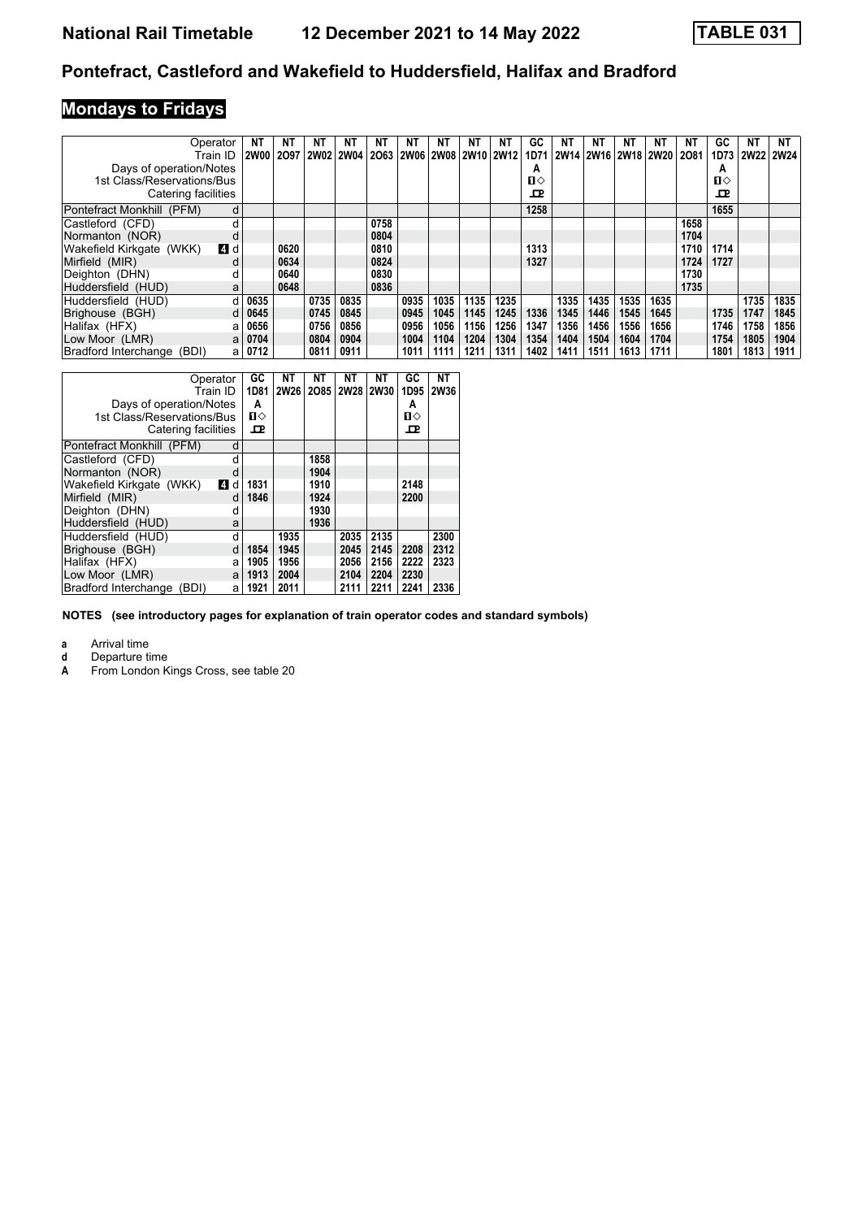## National Rail Timetable 12 December 2021 to 14 May 2022 TABLE 031

## Pontefract, Castleford and Wakefield to Huddersfield, Halifax and Bradford

## Mondays to Fridays

| Operator | | NT | NT | NT | NT | NT | NT | NT | NT | NT | GC | NT | NT | NT | NT | NT | GC | NT | NT |
|---|---|---|---|---|---|---|---|---|---|---|---|---|---|---|---|---|---|---|---|
| Train ID | | 2W00 | 2O97 | 2W02 | 2W04 | 2O63 | 2W06 | 2W08 | 2W10 | 2W12 | 1D71 | 2W14 | 2W16 | 2W18 | 2W20 | 2O81 | 1D73 | 2W22 | 2W24 |
| Days of operation/Notes | | | | | | | | | | | A | | | | | | A | | |
| 1st Class/Reservations/Bus | | | | | | | | | | | ■◇ | | | | | | ■◇ | | |
| Catering facilities | | | | | | | | | | | ⊡ | | | | | | ⊡ | | |
| Pontefract Monkhill (PFM) | d | | | | | | | | | | 1258 | | | | | | 1655 | | |
| Castleford (CFD) | d | | | | | 0758 | | | | | | | | | | 1658 | | | |
| Normanton (NOR) | d | | | | | 0804 | | | | | | | | | | 1704 | | | |
| Wakefield Kirkgate (WKK) | 4 d | | 0620 | | | 0810 | | | | | 1313 | | | | | 1710 | 1714 | | |
| Mirfield (MIR) | d | | 0634 | | | 0824 | | | | | 1327 | | | | | 1724 | 1727 | | |
| Deighton (DHN) | d | | 0640 | | | 0830 | | | | | | | | | | 1730 | | | |
| Huddersfield (HUD) | a | | 0648 | | | 0836 | | | | | | | | | | 1735 | | | |
| Huddersfield (HUD) | d | 0635 | | 0735 | 0835 | | 0935 | 1035 | 1135 | 1235 | | 1335 | 1435 | 1535 | 1635 | | | 1735 | 1835 |
| Brighouse (BGH) | d | 0645 | | 0745 | 0845 | | 0945 | 1045 | 1145 | 1245 | 1336 | 1345 | 1446 | 1545 | 1645 | | 1735 | 1747 | 1845 |
| Halifax (HFX) | a | 0656 | | 0756 | 0856 | | 0956 | 1056 | 1156 | 1256 | 1347 | 1356 | 1456 | 1556 | 1656 | | 1746 | 1758 | 1856 |
| Low Moor (LMR) | a | 0704 | | 0804 | 0904 | | 1004 | 1104 | 1204 | 1304 | 1354 | 1404 | 1504 | 1604 | 1704 | | 1754 | 1805 | 1904 |
| Bradford Interchange (BDI) | a | 0712 | | 0811 | 0911 | | 1011 | 1111 | 1211 | 1311 | 1402 | 1411 | 1511 | 1613 | 1711 | | 1801 | 1813 | 1911 |

| Operator | | GC | NT | NT | NT | NT | GC | NT |
|---|---|---|---|---|---|---|---|---|
| Train ID | | 1D81 | 2W26 | 2O85 | 2W28 | 2W30 | 1D95 | 2W36 |
| Days of operation/Notes | | A | | | | | A | |
| 1st Class/Reservations/Bus | | ■◇ | | | | | ■◇ | |
| Catering facilities | | ⊡ | | | | | ⊡ | |
| Pontefract Monkhill (PFM) | d | | | | | | | |
| Castleford (CFD) | d | | | 1858 | | | | |
| Normanton (NOR) | d | | | 1904 | | | | |
| Wakefield Kirkgate (WKK) | 4 d | 1831 | | 1910 | | | 2148 | |
| Mirfield (MIR) | d | 1846 | | 1924 | | | 2200 | |
| Deighton (DHN) | d | | | 1930 | | | | |
| Huddersfield (HUD) | a | | | 1936 | | | | |
| Huddersfield (HUD) | d | | 1935 | | 2035 | 2135 | | 2300 |
| Brighouse (BGH) | d | 1854 | 1945 | | 2045 | 2145 | 2208 | 2312 |
| Halifax (HFX) | a | 1905 | 1956 | | 2056 | 2156 | 2222 | 2323 |
| Low Moor (LMR) | a | 1913 | 2004 | | 2104 | 2204 | 2230 | |
| Bradford Interchange (BDI) | a | 1921 | 2011 | | 2111 | 2211 | 2241 | 2336 |

**NOTES (see introductory pages for explanation of train operator codes and standard symbols)**

**a** Arrival time
**d** Departure time
**A** From London Kings Cross, see table 20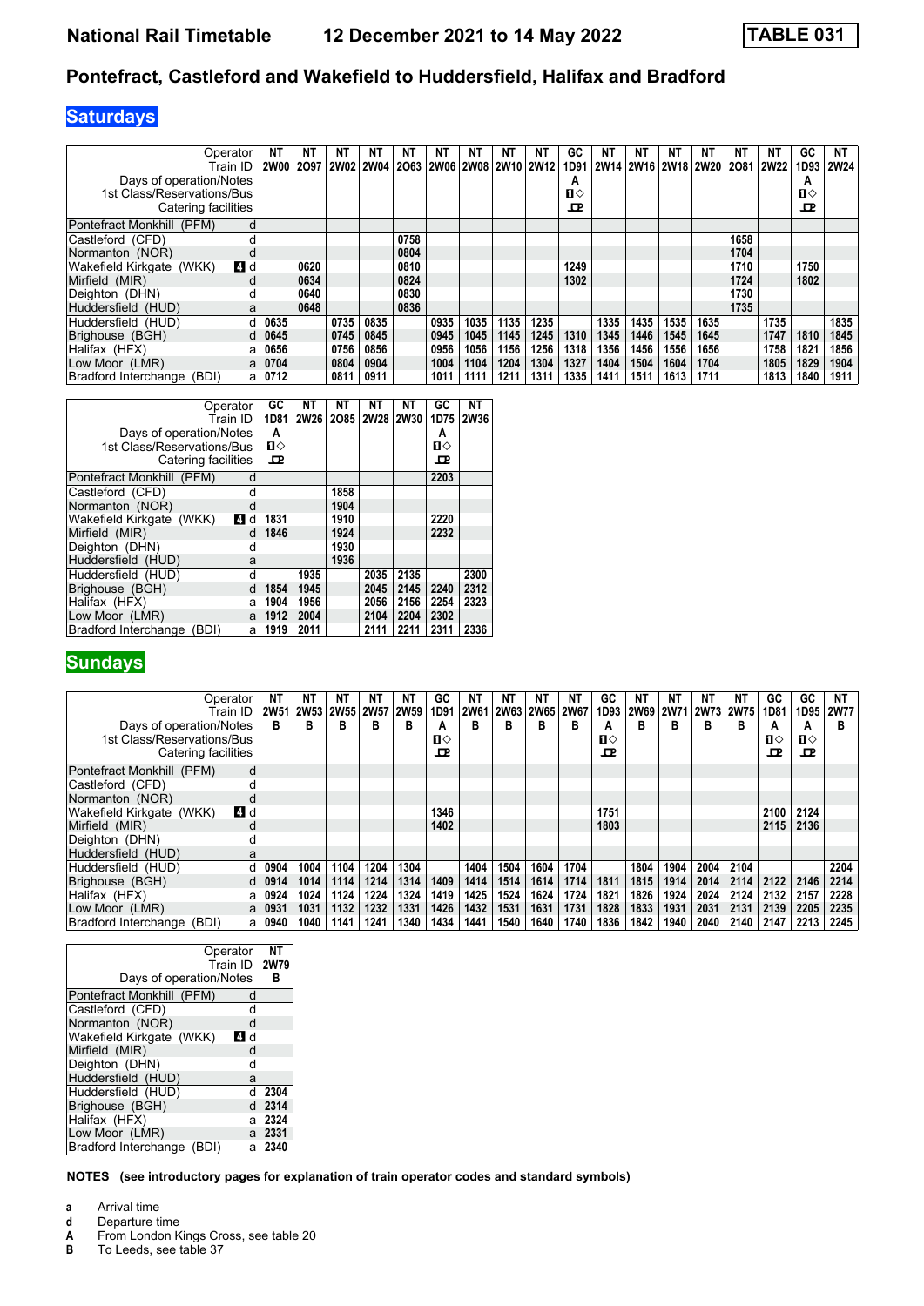## Pontefract, Castleford and Wakefield to Huddersfield, Halifax and Bradford

## Saturdays

| Operator | | NT | NT | NT | NT | NT | NT | NT | NT | NT | GC | NT | NT | NT | NT | NT | NT | GC | NT |
|---|---|---|---|---|---|---|---|---|---|---|---|---|---|---|---|---|---|---|---|
| Train ID | | 2W00 | 2O97 | 2W02 | 2W04 | 2O63 | 2W06 | 2W08 | 2W10 | 2W12 | 1D91 | 2W14 | 2W16 | 2W18 | 2W20 | 2O81 | 2W22 | 1D93 | 2W24 |
| Days of operation/Notes | | | | | | | | | | | A | | | | | | | A | |
| 1st Class/Reservations/Bus | | | | | | | | | | | ■◇ | | | | | | | ■◇ | |
| Catering facilities | | | | | | | | | | | ⌨ | | | | | | | ⌨ | |
| Pontefract Monkhill (PFM) | d | | | | | | | | | | | | | | | | | | |
| Castleford (CFD) | d | | | | | 0758 | | | | | | | | | | 1658 | | | |
| Normanton (NOR) | d | | | | | 0804 | | | | | | | | | | 1704 | | | |
| Wakefield Kirkgate (WKK) | 4 d | | 0620 | | | 0810 | | | | | 1249 | | | | | 1710 | | 1750 | |
| Mirfield (MIR) | d | | 0634 | | | 0824 | | | | | 1302 | | | | | 1724 | | 1802 | |
| Deighton (DHN) | d | | 0640 | | | 0830 | | | | | | | | | | 1730 | | | |
| Huddersfield (HUD) | a | | 0648 | | | 0836 | | | | | | | | | | 1735 | | | |
| Huddersfield (HUD) | d | 0635 | | 0735 | 0835 | | 0935 | 1035 | 1135 | 1235 | | 1335 | 1435 | 1535 | 1635 | | 1735 | | 1835 |
| Brighouse (BGH) | d | 0645 | | 0745 | 0845 | | 0945 | 1045 | 1145 | 1245 | 1310 | 1345 | 1446 | 1545 | 1645 | | 1747 | 1810 | 1845 |
| Halifax (HFX) | a | 0656 | | 0756 | 0856 | | 0956 | 1056 | 1156 | 1256 | 1318 | 1356 | 1456 | 1556 | 1656 | | 1758 | 1821 | 1856 |
| Low Moor (LMR) | a | 0704 | | 0804 | 0904 | | 1004 | 1104 | 1204 | 1304 | 1327 | 1404 | 1504 | 1604 | 1704 | | 1805 | 1829 | 1904 |
| Bradford Interchange (BDI) | a | 0712 | | 0811 | 0911 | | 1011 | 1111 | 1211 | 1311 | 1335 | 1411 | 1511 | 1613 | 1711 | | 1813 | 1840 | 1911 |

| Operator | | GC | NT | NT | NT | NT | GC | NT |
|---|---|---|---|---|---|---|---|---|
| Train ID | | 1D81 | 2W26 | 2O85 | 2W28 | 2W30 | 1D75 | 2W36 |
| Days of operation/Notes | | A | | | | | A | |
| 1st Class/Reservations/Bus | | ■◇ | | | | | ■◇ | |
| Catering facilities | | ⌨ | | | | | ⌨ | |
| Pontefract Monkhill (PFM) | d | | | | | | 2203 | |
| Castleford (CFD) | d | | | 1858 | | | | |
| Normanton (NOR) | d | | | 1904 | | | | |
| Wakefield Kirkgate (WKK) | 4 d | 1831 | | 1910 | | | 2220 | |
| Mirfield (MIR) | d | 1846 | | 1924 | | | 2232 | |
| Deighton (DHN) | d | | | 1930 | | | | |
| Huddersfield (HUD) | a | | | 1936 | | | | |
| Huddersfield (HUD) | d | | 1935 | | 2035 | 2135 | | 2300 |
| Brighouse (BGH) | d | 1854 | 1945 | | 2045 | 2145 | 2240 | 2312 |
| Halifax (HFX) | a | 1904 | 1956 | | 2056 | 2156 | 2254 | 2323 |
| Low Moor (LMR) | a | 1912 | 2004 | | 2104 | 2204 | 2302 | |
| Bradford Interchange (BDI) | a | 1919 | 2011 | | 2111 | 2211 | 2311 | 2336 |

## Sundays

| Operator | | NT | NT | NT | NT | NT | GC | NT | NT | NT | NT | GC | NT | NT | NT | NT | GC | GC | NT |
|---|---|---|---|---|---|---|---|---|---|---|---|---|---|---|---|---|---|---|---|
| Train ID | | 2W51 | 2W53 | 2W55 | 2W57 | 2W59 | 1D91 | 2W61 | 2W63 | 2W65 | 2W67 | 1D93 | 2W69 | 2W71 | 2W73 | 2W75 | 1D81 | 1D95 | 2W77 |
| Days of operation/Notes | | B | B | B | B | B | A | B | B | B | B | A | B | B | B | B | A | A | B |
| 1st Class/Reservations/Bus | | | | | | | ■◇ | | | | | ■◇ | | | | | ■◇ | ■◇ | |
| Catering facilities | | | | | | | ⌨ | | | | | ⌨ | | | | | ⌨ | ⌨ | |
| Pontefract Monkhill (PFM) | d | | | | | | | | | | | | | | | | | | |
| Castleford (CFD) | d | | | | | | | | | | | | | | | | | | |
| Normanton (NOR) | d | | | | | | | | | | | | | | | | | | |
| Wakefield Kirkgate (WKK) | 4 d | | | | | | 1346 | | | | | 1751 | | | | | 2100 | 2124 | |
| Mirfield (MIR) | d | | | | | | 1402 | | | | | 1803 | | | | | 2115 | 2136 | |
| Deighton (DHN) | d | | | | | | | | | | | | | | | | | | |
| Huddersfield (HUD) | a | | | | | | | | | | | | | | | | | | |
| Huddersfield (HUD) | d | 0904 | 1004 | 1104 | 1204 | 1304 | | 1404 | 1504 | 1604 | 1704 | | 1804 | 1904 | 2004 | 2104 | | | 2204 |
| Brighouse (BGH) | d | 0914 | 1014 | 1114 | 1214 | 1314 | 1409 | 1414 | 1514 | 1614 | 1714 | 1811 | 1815 | 1914 | 2014 | 2114 | 2122 | 2146 | 2214 |
| Halifax (HFX) | a | 0924 | 1024 | 1124 | 1224 | 1324 | 1419 | 1425 | 1524 | 1624 | 1724 | 1821 | 1826 | 1924 | 2024 | 2124 | 2132 | 2157 | 2228 |
| Low Moor (LMR) | a | 0931 | 1031 | 1132 | 1232 | 1331 | 1426 | 1432 | 1531 | 1631 | 1731 | 1828 | 1833 | 1931 | 2031 | 2131 | 2139 | 2205 | 2235 |
| Bradford Interchange (BDI) | a | 0940 | 1040 | 1141 | 1241 | 1340 | 1434 | 1441 | 1540 | 1640 | 1740 | 1836 | 1842 | 1940 | 2040 | 2140 | 2147 | 2213 | 2245 |

| Operator | | NT |
|---|---|---|
| Train ID | | 2W79 |
| Days of operation/Notes | | B |
| Pontefract Monkhill (PFM) | d | |
| Castleford (CFD) | d | |
| Normanton (NOR) | d | |
| Wakefield Kirkgate (WKK) | 4 d | |
| Mirfield (MIR) | d | |
| Deighton (DHN) | d | |
| Huddersfield (HUD) | a | |
| Huddersfield (HUD) | d | 2304 |
| Brighouse (BGH) | d | 2314 |
| Halifax (HFX) | a | 2324 |
| Low Moor (LMR) | a | 2331 |
| Bradford Interchange (BDI) | a | 2340 |

**NOTES (see introductory pages for explanation of train operator codes and standard symbols)**

- **a** Arrival time
- **d** Departure time
- **A** From London Kings Cross, see table 20
- **B** To Leeds, see table 37